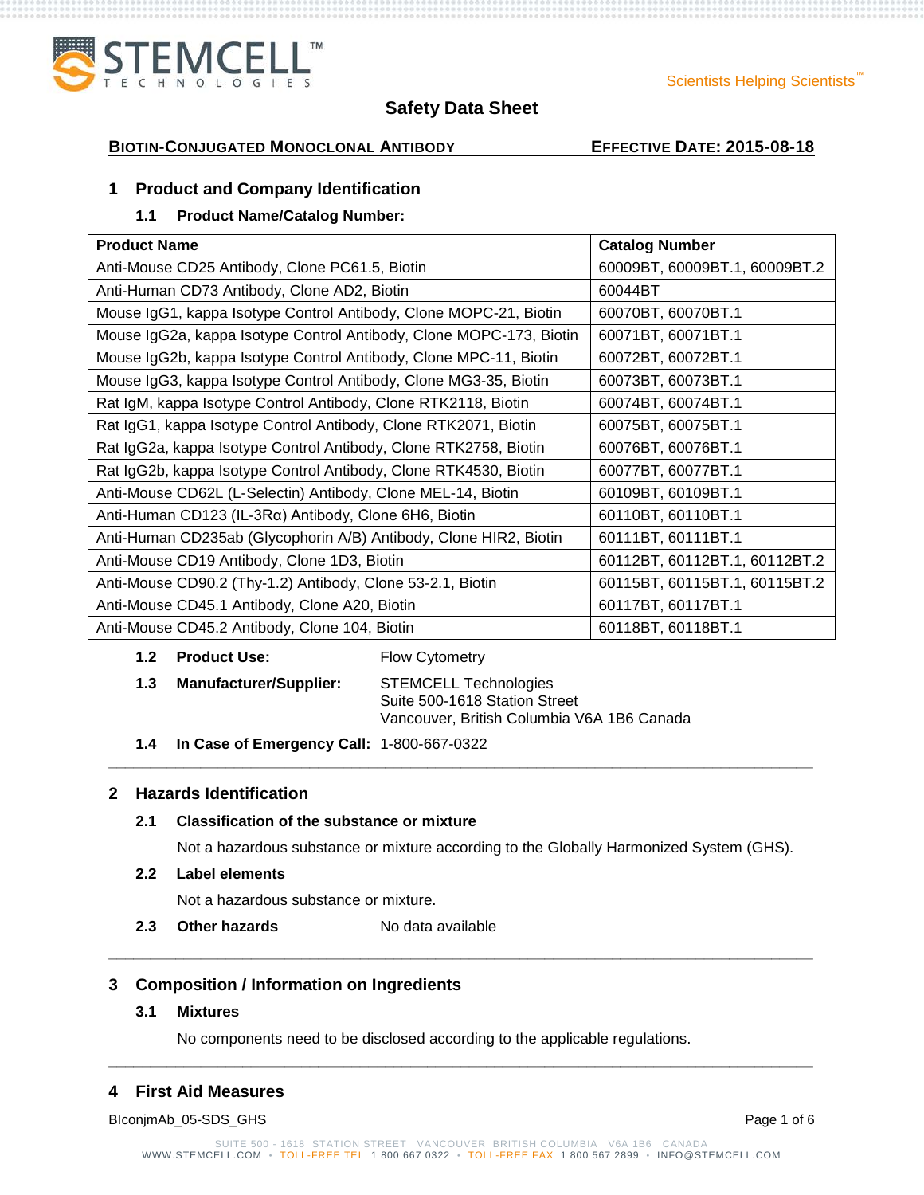# Safety Data Sheet

**BIOTIN-CONJUGATED MONOCLONAL ANTIBODY** **EFFECTIVE DATE: 2015-08-18**

## 1 Product and Company Identification

### 1.1 Product Name/Catalog Number:

| Product Name | Catalog Number |
|---|---|
| Anti-Mouse CD25 Antibody, Clone PC61.5, Biotin | 60009BT, 60009BT.1, 60009BT.2 |
| Anti-Human CD73 Antibody, Clone AD2, Biotin | 60044BT |
| Mouse IgG1, kappa Isotype Control Antibody, Clone MOPC-21, Biotin | 60070BT, 60070BT.1 |
| Mouse IgG2a, kappa Isotype Control Antibody, Clone MOPC-173, Biotin | 60071BT, 60071BT.1 |
| Mouse IgG2b, kappa Isotype Control Antibody, Clone MPC-11, Biotin | 60072BT, 60072BT.1 |
| Mouse IgG3, kappa Isotype Control Antibody, Clone MG3-35, Biotin | 60073BT, 60073BT.1 |
| Rat IgM, kappa Isotype Control Antibody, Clone RTK2118, Biotin | 60074BT, 60074BT.1 |
| Rat IgG1, kappa Isotype Control Antibody, Clone RTK2071, Biotin | 60075BT, 60075BT.1 |
| Rat IgG2a, kappa Isotype Control Antibody, Clone RTK2758, Biotin | 60076BT, 60076BT.1 |
| Rat IgG2b, kappa Isotype Control Antibody, Clone RTK4530, Biotin | 60077BT, 60077BT.1 |
| Anti-Mouse CD62L (L-Selectin) Antibody, Clone MEL-14, Biotin | 60109BT, 60109BT.1 |
| Anti-Human CD123 (IL-3Rα) Antibody, Clone 6H6, Biotin | 60110BT, 60110BT.1 |
| Anti-Human CD235ab (Glycophorin A/B) Antibody, Clone HIR2, Biotin | 60111BT, 60111BT.1 |
| Anti-Mouse CD19 Antibody, Clone 1D3, Biotin | 60112BT, 60112BT.1, 60112BT.2 |
| Anti-Mouse CD90.2 (Thy-1.2) Antibody, Clone 53-2.1, Biotin | 60115BT, 60115BT.1, 60115BT.2 |
| Anti-Mouse CD45.1 Antibody, Clone A20, Biotin | 60117BT, 60117BT.1 |
| Anti-Mouse CD45.2 Antibody, Clone 104, Biotin | 60118BT, 60118BT.1 |

**1.2 Product Use:** Flow Cytometry

**1.3 Manufacturer/Supplier:** STEMCELL Technologies
Suite 500-1618 Station Street
Vancouver, British Columbia V6A 1B6 Canada

**1.4 In Case of Emergency Call:** 1-800-667-0322

## 2 Hazards Identification

### 2.1 Classification of the substance or mixture

Not a hazardous substance or mixture according to the Globally Harmonized System (GHS).

### 2.2 Label elements

Not a hazardous substance or mixture.

**2.3 Other hazards** No data available

## 3 Composition / Information on Ingredients

### 3.1 Mixtures

No components need to be disclosed according to the applicable regulations.

## 4 First Aid Measures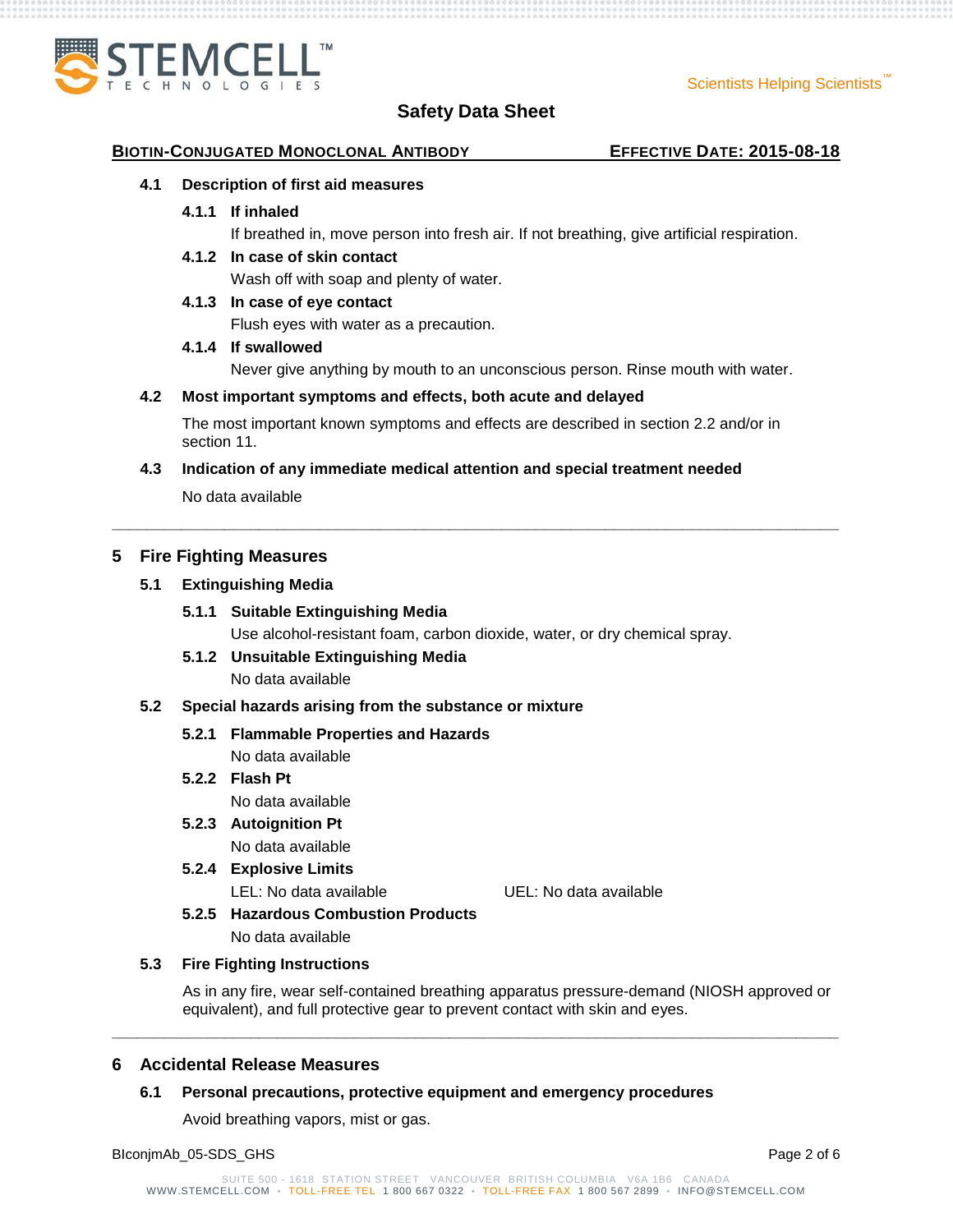#### 4.1 Description of first aid measures

##### 4.1.1 If inhaled

If breathed in, move person into fresh air. If not breathing, give artificial respiration.

##### 4.1.2 In case of skin contact

Wash off with soap and plenty of water.

##### 4.1.3 In case of eye contact

Flush eyes with water as a precaution.

##### 4.1.4 If swallowed

Never give anything by mouth to an unconscious person. Rinse mouth with water.

#### 4.2 Most important symptoms and effects, both acute and delayed

The most important known symptoms and effects are described in section 2.2 and/or in section 11.

#### 4.3 Indication of any immediate medical attention and special treatment needed

No data available

---

## 5 Fire Fighting Measures

### 5.1 Extinguishing Media

#### 5.1.1 Suitable Extinguishing Media

Use alcohol-resistant foam, carbon dioxide, water, or dry chemical spray.

#### 5.1.2 Unsuitable Extinguishing Media

No data available

### 5.2 Special hazards arising from the substance or mixture

#### 5.2.1 Flammable Properties and Hazards

No data available

#### 5.2.2 Flash Pt

No data available

#### 5.2.3 Autoignition Pt

No data available

#### 5.2.4 Explosive Limits

LEL: No data available    UEL: No data available

#### 5.2.5 Hazardous Combustion Products

No data available

### 5.3 Fire Fighting Instructions

As in any fire, wear self-contained breathing apparatus pressure-demand (NIOSH approved or equivalent), and full protective gear to prevent contact with skin and eyes.

---

## 6 Accidental Release Measures

### 6.1 Personal precautions, protective equipment and emergency procedures

Avoid breathing vapors, mist or gas.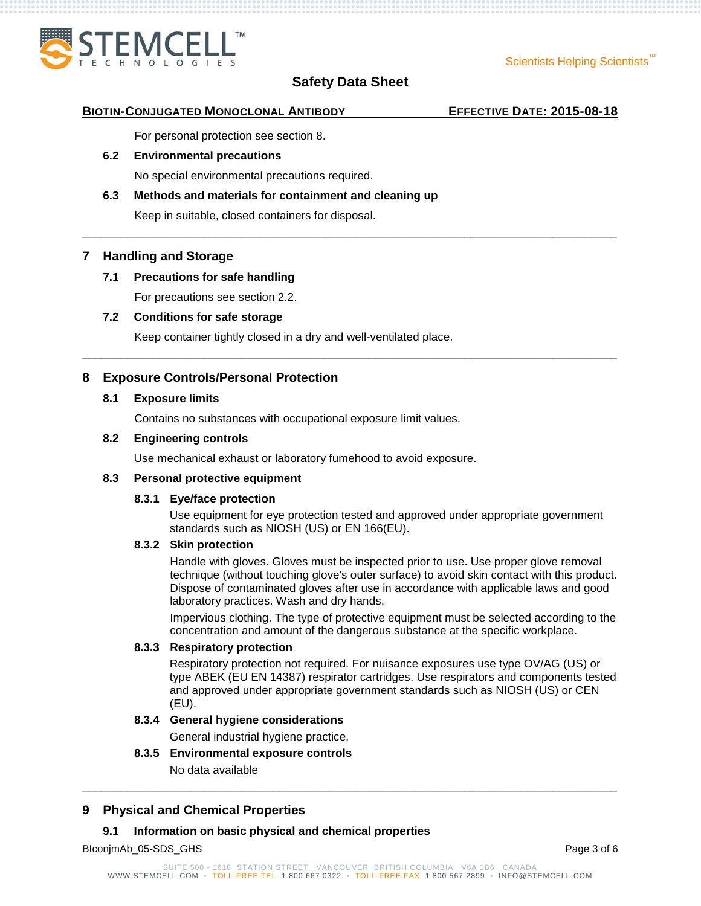For personal protection see section 8.

### 6.2 Environmental precautions

No special environmental precautions required.

### 6.3 Methods and materials for containment and cleaning up

Keep in suitable, closed containers for disposal.

---

## 7 Handling and Storage

### 7.1 Precautions for safe handling

For precautions see section 2.2.

### 7.2 Conditions for safe storage

Keep container tightly closed in a dry and well-ventilated place.

---

## 8 Exposure Controls/Personal Protection

### 8.1 Exposure limits

Contains no substances with occupational exposure limit values.

### 8.2 Engineering controls

Use mechanical exhaust or laboratory fumehood to avoid exposure.

### 8.3 Personal protective equipment

#### 8.3.1 Eye/face protection

Use equipment for eye protection tested and approved under appropriate government standards such as NIOSH (US) or EN 166(EU).

#### 8.3.2 Skin protection

Handle with gloves. Gloves must be inspected prior to use. Use proper glove removal technique (without touching glove's outer surface) to avoid skin contact with this product. Dispose of contaminated gloves after use in accordance with applicable laws and good laboratory practices. Wash and dry hands.

Impervious clothing. The type of protective equipment must be selected according to the concentration and amount of the dangerous substance at the specific workplace.

#### 8.3.3 Respiratory protection

Respiratory protection not required. For nuisance exposures use type OV/AG (US) or type ABEK (EU EN 14387) respirator cartridges. Use respirators and components tested and approved under appropriate government standards such as NIOSH (US) or CEN (EU).

#### 8.3.4 General hygiene considerations

General industrial hygiene practice.

#### 8.3.5 Environmental exposure controls

No data available

---

## 9 Physical and Chemical Properties

### 9.1 Information on basic physical and chemical properties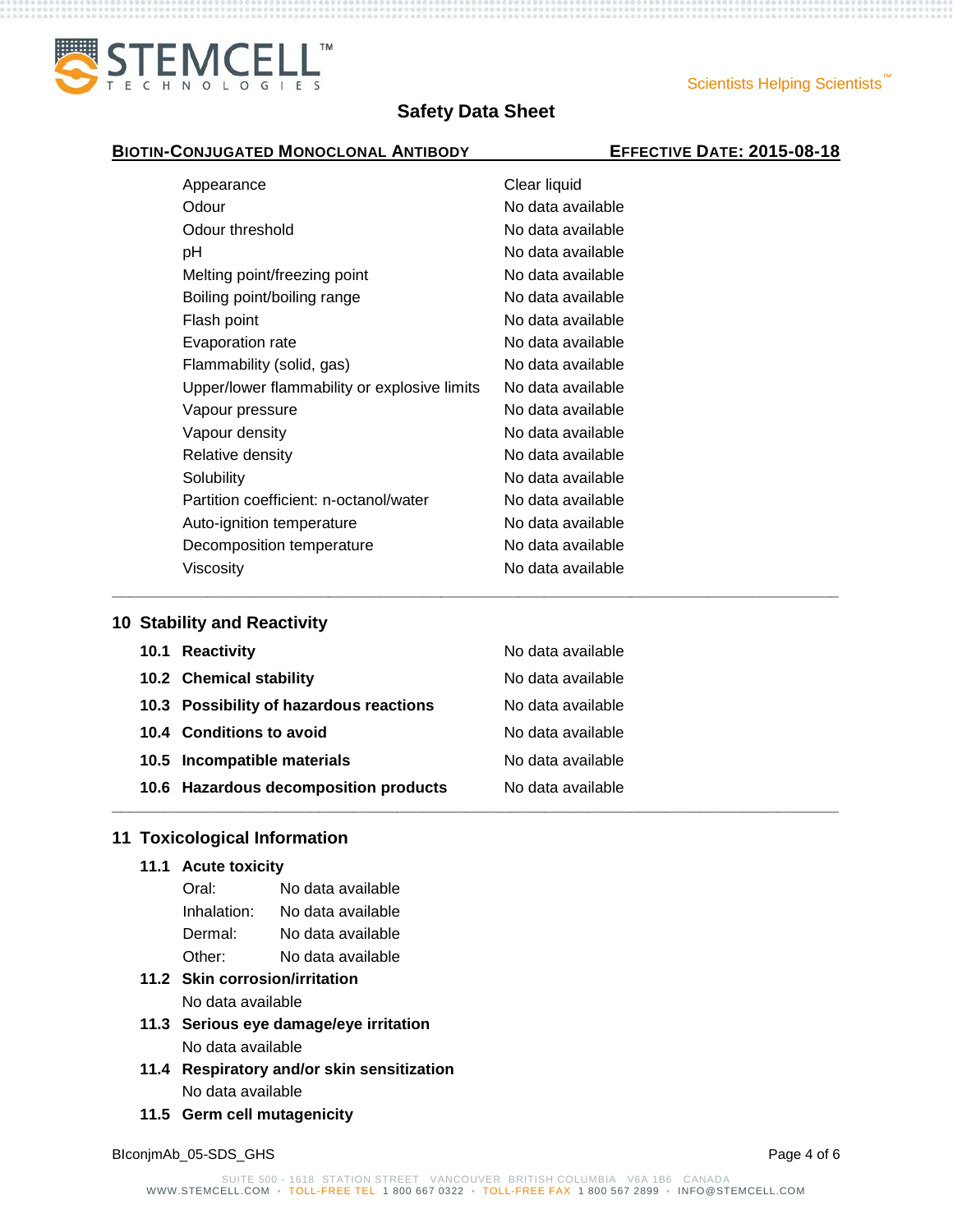| Property | Value |
| --- | --- |
| Appearance | Clear liquid |
| Odour | No data available |
| Odour threshold | No data available |
| pH | No data available |
| Melting point/freezing point | No data available |
| Boiling point/boiling range | No data available |
| Flash point | No data available |
| Evaporation rate | No data available |
| Flammability (solid, gas) | No data available |
| Upper/lower flammability or explosive limits | No data available |
| Vapour pressure | No data available |
| Vapour density | No data available |
| Relative density | No data available |
| Solubility | No data available |
| Partition coefficient: n-octanol/water | No data available |
| Auto-ignition temperature | No data available |
| Decomposition temperature | No data available |
| Viscosity | No data available |

## 10 Stability and Reactivity

| | |
| --- | --- |
| **10.1 Reactivity** | No data available |
| **10.2 Chemical stability** | No data available |
| **10.3 Possibility of hazardous reactions** | No data available |
| **10.4 Conditions to avoid** | No data available |
| **10.5 Incompatible materials** | No data available |
| **10.6 Hazardous decomposition products** | No data available |

## 11 Toxicological Information

### 11.1 Acute toxicity

| | |
| --- | --- |
| Oral: | No data available |
| Inhalation: | No data available |
| Dermal: | No data available |
| Other: | No data available |

### 11.2 Skin corrosion/irritation

No data available

### 11.3 Serious eye damage/eye irritation

No data available

### 11.4 Respiratory and/or skin sensitization

No data available

### 11.5 Germ cell mutagenicity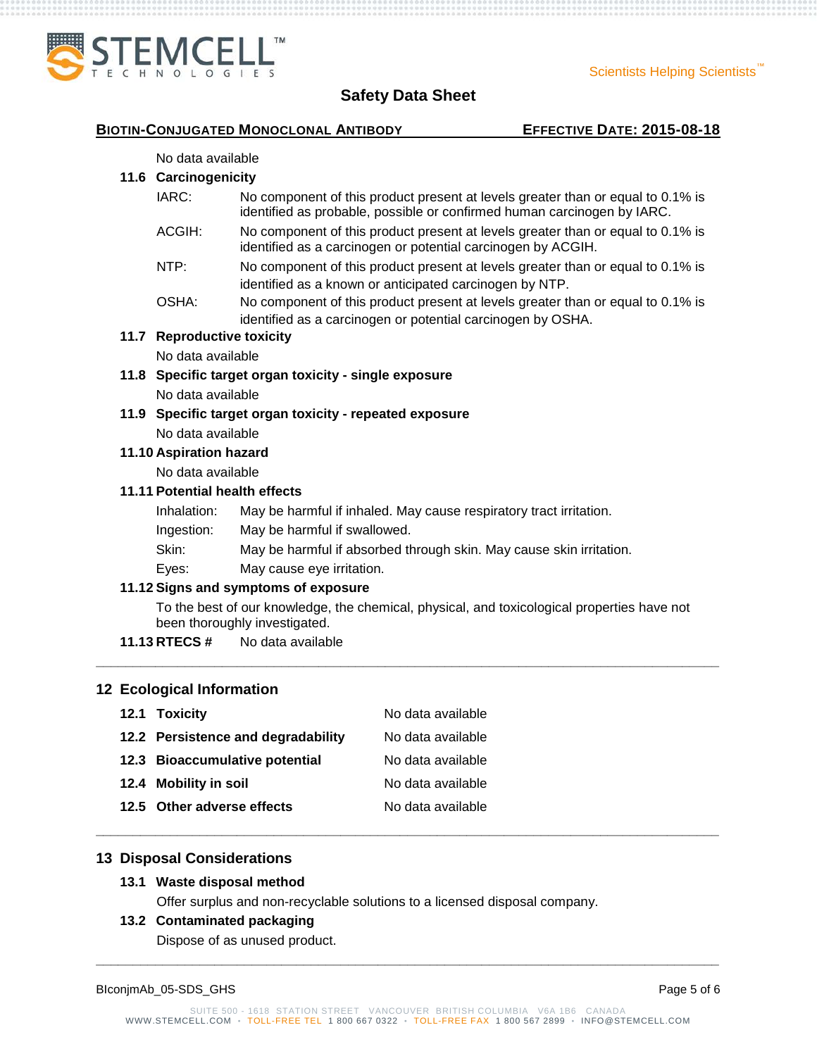No data available

### 11.6 Carcinogenicity

| | |
|---|---|
| IARC: | No component of this product present at levels greater than or equal to 0.1% is identified as probable, possible or confirmed human carcinogen by IARC. |
| ACGIH: | No component of this product present at levels greater than or equal to 0.1% is identified as a carcinogen or potential carcinogen by ACGIH. |
| NTP: | No component of this product present at levels greater than or equal to 0.1% is identified as a known or anticipated carcinogen by NTP. |
| OSHA: | No component of this product present at levels greater than or equal to 0.1% is identified as a carcinogen or potential carcinogen by OSHA. |

### 11.7 Reproductive toxicity

No data available

### 11.8 Specific target organ toxicity - single exposure

No data available

### 11.9 Specific target organ toxicity - repeated exposure

No data available

### 11.10 Aspiration hazard

No data available

### 11.11 Potential health effects

| | |
|---|---|
| Inhalation: | May be harmful if inhaled. May cause respiratory tract irritation. |
| Ingestion: | May be harmful if swallowed. |
| Skin: | May be harmful if absorbed through skin. May cause skin irritation. |
| Eyes: | May cause eye irritation. |

### 11.12 Signs and symptoms of exposure

To the best of our knowledge, the chemical, physical, and toxicological properties have not been thoroughly investigated.

### 11.13 RTECS #

No data available

## 12 Ecological Information

| | |
|---|---|
| **12.1 Toxicity** | No data available |
| **12.2 Persistence and degradability** | No data available |
| **12.3 Bioaccumulative potential** | No data available |
| **12.4 Mobility in soil** | No data available |
| **12.5 Other adverse effects** | No data available |

## 13 Disposal Considerations

### 13.1 Waste disposal method

Offer surplus and non-recyclable solutions to a licensed disposal company.

### 13.2 Contaminated packaging

Dispose of as unused product.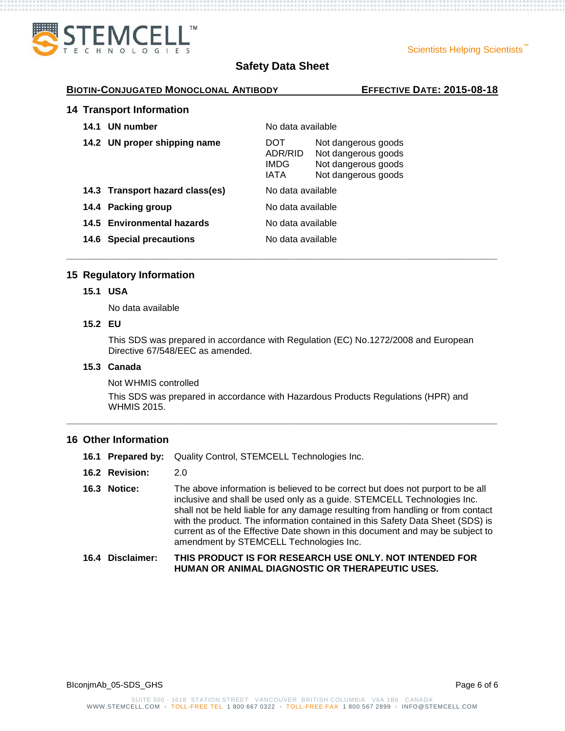## 14 Transport Information

| | | |
|---|---|---|
| **14.1 UN number** | No data available | |
| **14.2 UN proper shipping name** | DOT | Not dangerous goods |
| | ADR/RID | Not dangerous goods |
| | IMDG | Not dangerous goods |
| | IATA | Not dangerous goods |
| **14.3 Transport hazard class(es)** | No data available | |
| **14.4 Packing group** | No data available | |
| **14.5 Environmental hazards** | No data available | |
| **14.6 Special precautions** | No data available | |

## 15 Regulatory Information

### 15.1 USA

No data available

### 15.2 EU

This SDS was prepared in accordance with Regulation (EC) No.1272/2008 and European Directive 67/548/EEC as amended.

### 15.3 Canada

Not WHMIS controlled

This SDS was prepared in accordance with Hazardous Products Regulations (HPR) and WHMIS 2015.

## 16 Other Information

**16.1 Prepared by:** Quality Control, STEMCELL Technologies Inc.

**16.2 Revision:** 2.0

**16.3 Notice:** The above information is believed to be correct but does not purport to be all inclusive and shall be used only as a guide. STEMCELL Technologies Inc. shall not be held liable for any damage resulting from handling or from contact with the product. The information contained in this Safety Data Sheet (SDS) is current as of the Effective Date shown in this document and may be subject to amendment by STEMCELL Technologies Inc.

**16.4 Disclaimer:** **THIS PRODUCT IS FOR RESEARCH USE ONLY. NOT INTENDED FOR HUMAN OR ANIMAL DIAGNOSTIC OR THERAPEUTIC USES.**